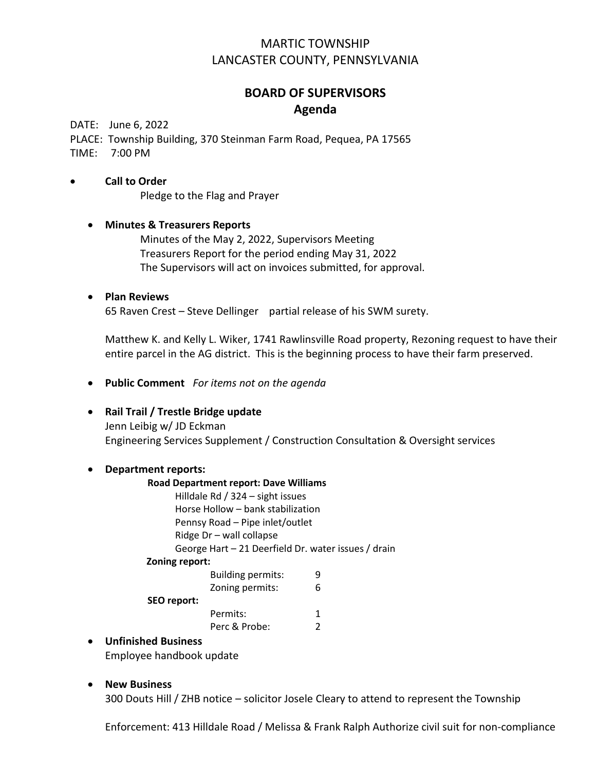MARTIC TOWNSHIP
LANCASTER COUNTY, PENNSYLVANIA

# BOARD OF SUPERVISORS
## Agenda

DATE: June 6, 2022
PLACE: Township Building, 370 Steinman Farm Road, Pequea, PA 17565
TIME: 7:00 PM

- **Call to Order**
  Pledge to the Flag and Prayer

- **Minutes & Treasurers Reports**
  Minutes of the May 2, 2022, Supervisors Meeting
  Treasurers Report for the period ending May 31, 2022
  The Supervisors will act on invoices submitted, for approval.

- **Plan Reviews**
  65 Raven Crest – Steve Dellinger partial release of his SWM surety.

  Matthew K. and Kelly L. Wiker, 1741 Rawlinsville Road property, Rezoning request to have their entire parcel in the AG district. This is the beginning process to have their farm preserved.

- **Public Comment** *For items not on the agenda*

- **Rail Trail / Trestle Bridge update**
  Jenn Leibig w/ JD Eckman
  Engineering Services Supplement / Construction Consultation & Oversight services

- **Department reports:**

  **Road Department report: Dave Williams**
  Hilldale Rd / 324 – sight issues
  Horse Hollow – bank stabilization
  Pennsy Road – Pipe inlet/outlet
  Ridge Dr – wall collapse
  George Hart – 21 Deerfield Dr. water issues / drain

  **Zoning report:**
  Building permits: 9
  Zoning permits: 6

  **SEO report:**
  Permits: 1
  Perc & Probe: 2

- **Unfinished Business**
  Employee handbook update

- **New Business**
  300 Douts Hill / ZHB notice – solicitor Josele Cleary to attend to represent the Township

  Enforcement: 413 Hilldale Road / Melissa & Frank Ralph Authorize civil suit for non-compliance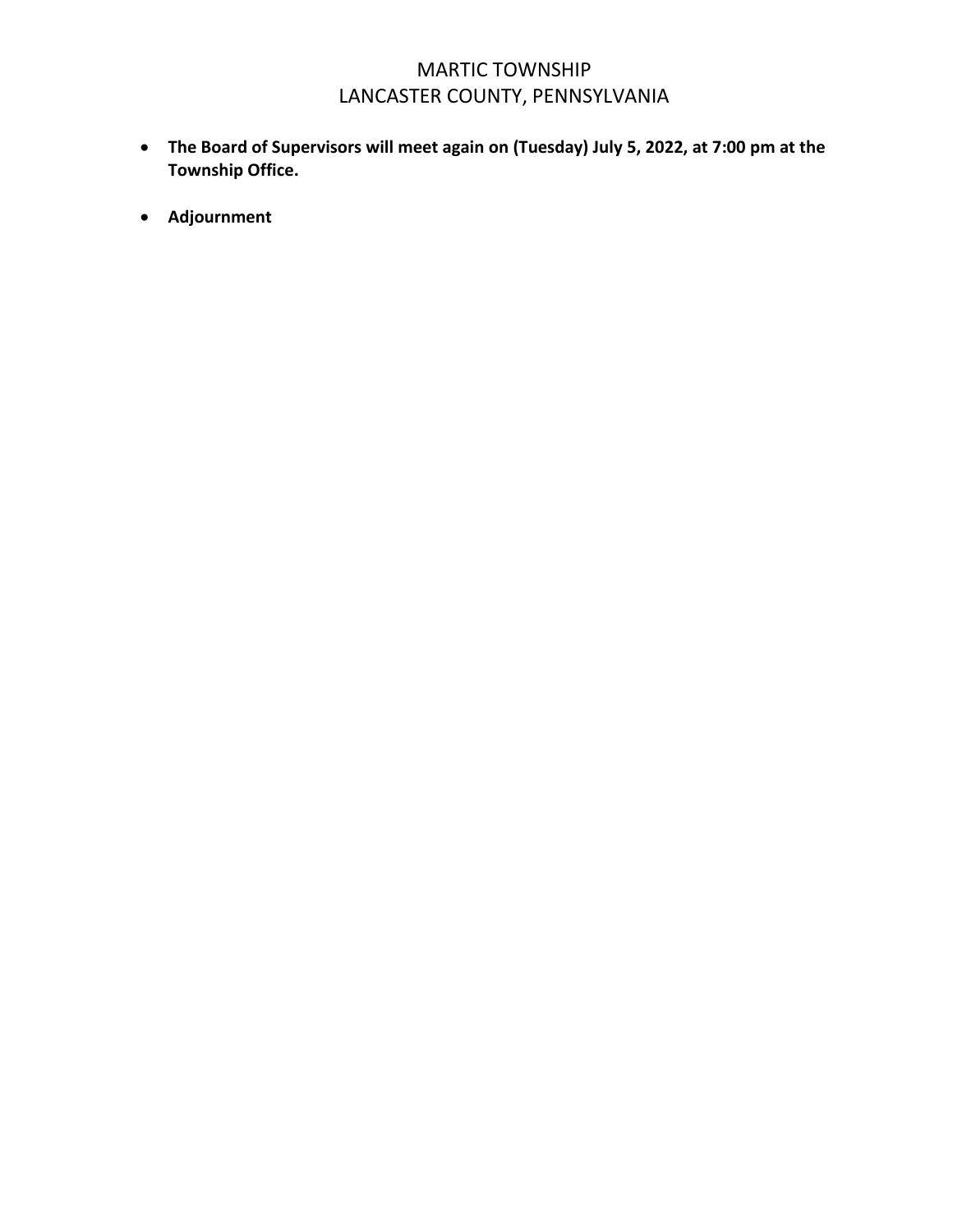MARTIC TOWNSHIP
LANCASTER COUNTY, PENNSYLVANIA

- **The Board of Supervisors will meet again on (Tuesday) July 5, 2022, at 7:00 pm at the Township Office.**
- **Adjournment**